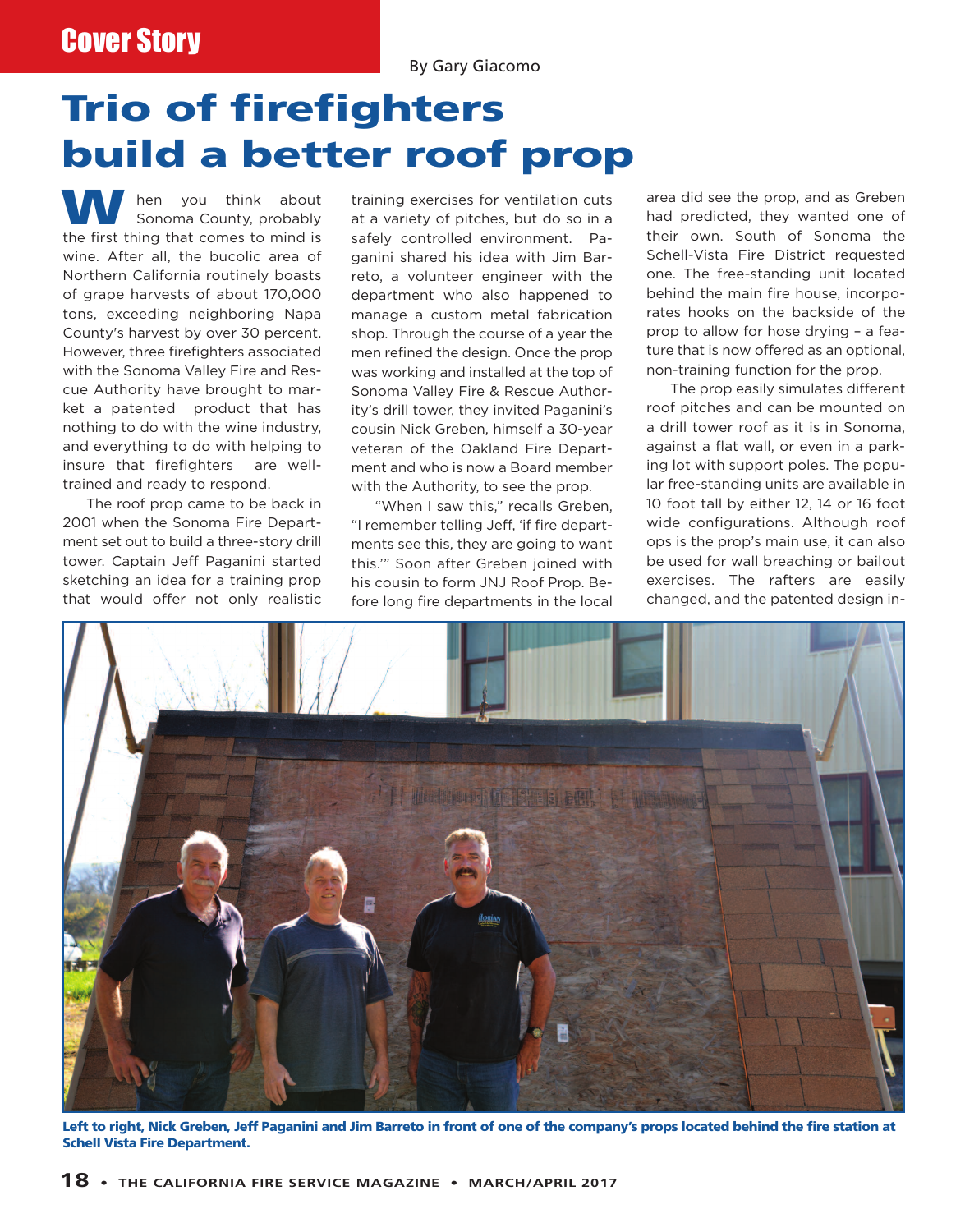Cover Story

By Gary Giacomo

# Trio of firefighters build a better roof prop

When you think about Sonoma County, probably the first thing that comes to mind is wine. After all, the bucolic area of Northern California routinely boasts of grape harvests of about 170,000 tons, exceeding neighboring Napa County's harvest by over 30 percent. However, three firefighters associated with the Sonoma Valley Fire and Rescue Authority have brought to market a patented product that has nothing to do with the wine industry, and everything to do with helping to insure that firefighters are well-trained and ready to respond.

The roof prop came to be back in 2001 when the Sonoma Fire Department set out to build a three-story drill tower. Captain Jeff Paganini started sketching an idea for a training prop that would offer not only realistic training exercises for ventilation cuts at a variety of pitches, but do so in a safely controlled environment. Paganini shared his idea with Jim Barreto, a volunteer engineer with the department who also happened to manage a custom metal fabrication shop. Through the course of a year the men refined the design. Once the prop was working and installed at the top of Sonoma Valley Fire & Rescue Authority's drill tower, they invited Paganini's cousin Nick Greben, himself a 30-year veteran of the Oakland Fire Department and who is now a Board member with the Authority, to see the prop.

"When I saw this," recalls Greben, "I remember telling Jeff, 'if fire departments see this, they are going to want this.'" Soon after Greben joined with his cousin to form JNJ Roof Prop. Before long fire departments in the local area did see the prop, and as Greben had predicted, they wanted one of their own. South of Sonoma the Schell-Vista Fire District requested one. The free-standing unit located behind the main fire house, incorporates hooks on the backside of the prop to allow for hose drying – a feature that is now offered as an optional, non-training function for the prop.

The prop easily simulates different roof pitches and can be mounted on a drill tower roof as it is in Sonoma, against a flat wall, or even in a parking lot with support poles. The popular free-standing units are available in 10 foot tall by either 12, 14 or 16 foot wide configurations. Although roof ops is the prop's main use, it can also be used for wall breaching or bailout exercises. The rafters are easily changed, and the patented design in-

**Left to right, Nick Greben, Jeff Paganini and Jim Barreto in front of one of the company's props located behind the fire station at Schell Vista Fire Department.**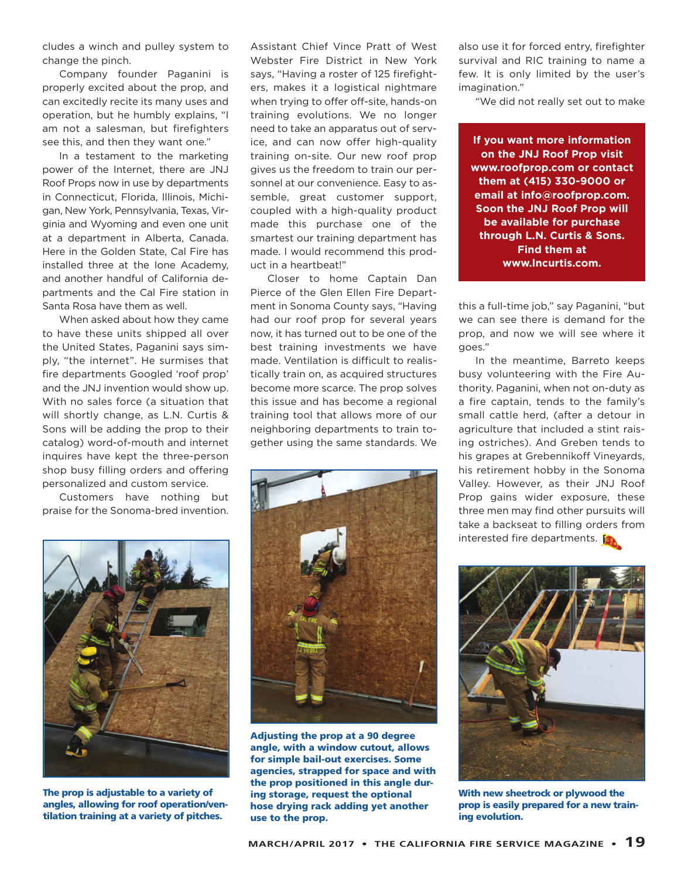cludes a winch and pulley system to change the pinch.

Company founder Paganini is properly excited about the prop, and can excitedly recite its many uses and operation, but he humbly explains, "I am not a salesman, but firefighters see this, and then they want one."

In a testament to the marketing power of the Internet, there are JNJ Roof Props now in use by departments in Connecticut, Florida, Illinois, Michigan, New York, Pennsylvania, Texas, Virginia and Wyoming and even one unit at a department in Alberta, Canada. Here in the Golden State, Cal Fire has installed three at the Ione Academy, and another handful of California departments and the Cal Fire station in Santa Rosa have them as well.

When asked about how they came to have these units shipped all over the United States, Paganini says simply, "the internet". He surmises that fire departments Googled 'roof prop' and the JNJ invention would show up. With no sales force (a situation that will shortly change, as L.N. Curtis & Sons will be adding the prop to their catalog) word-of-mouth and internet inquires have kept the three-person shop busy filling orders and offering personalized and custom service.

Customers have nothing but praise for the Sonoma-bred invention.

The prop is adjustable to a variety of angles, allowing for roof operation/ventilation training at a variety of pitches.

Assistant Chief Vince Pratt of West Webster Fire District in New York says, "Having a roster of 125 firefighters, makes it a logistical nightmare when trying to offer off-site, hands-on training evolutions. We no longer need to take an apparatus out of service, and can now offer high-quality training on-site. Our new roof prop gives us the freedom to train our personnel at our convenience. Easy to assemble, great customer support, coupled with a high-quality product made this purchase one of the smartest our training department has made. I would recommend this product in a heartbeat!"

Closer to home Captain Dan Pierce of the Glen Ellen Fire Department in Sonoma County says, "Having had our roof prop for several years now, it has turned out to be one of the best training investments we have made. Ventilation is difficult to realistically train on, as acquired structures become more scarce. The prop solves this issue and has become a regional training tool that allows more of our neighboring departments to train together using the same standards. We also use it for forced entry, firefighter survival and RIC training to name a few. It is only limited by the user's imagination."

Adjusting the prop at a 90 degree angle, with a window cutout, allows for simple bail-out exercises. Some agencies, strapped for space and with the prop positioned in this angle during storage, request the optional hose drying rack adding yet another use to the prop.

**If you want more information on the JNJ Roof Prop visit www.roofprop.com or contact them at (415) 330-9000 or email at info@roofprop.com. Soon the JNJ Roof Prop will be available for purchase through L.N. Curtis & Sons. Find them at www.lncurtis.com.**

"We did not really set out to make this a full-time job," say Paganini, "but we can see there is demand for the prop, and now we will see where it goes."

In the meantime, Barreto keeps busy volunteering with the Fire Authority. Paganini, when not on-duty as a fire captain, tends to the family's small cattle herd, (after a detour in agriculture that included a stint raising ostriches). And Greben tends to his grapes at Grebennikoff Vineyards, his retirement hobby in the Sonoma Valley. However, as their JNJ Roof Prop gains wider exposure, these three men may find other pursuits will take a backseat to filling orders from interested fire departments.

With new sheetrock or plywood the prop is easily prepared for a new training evolution.